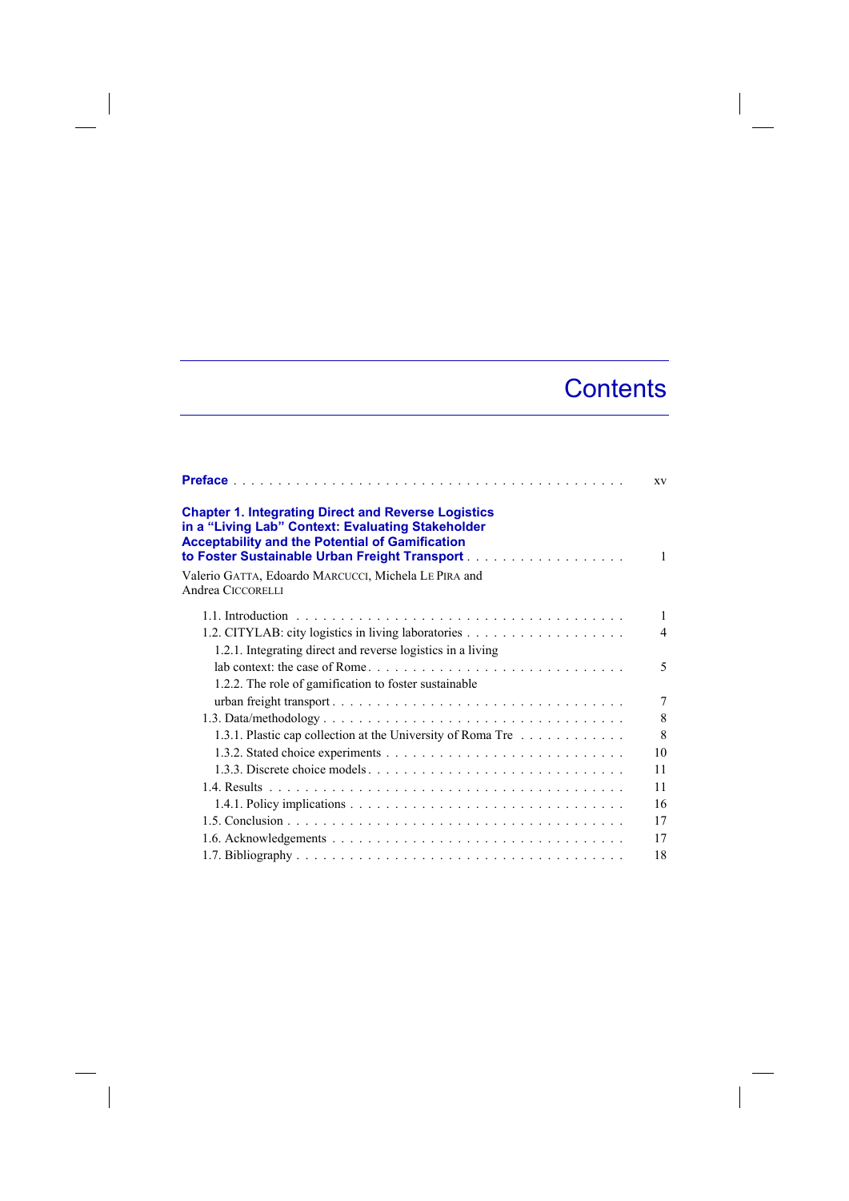# Contents

**Preface** . . . . . xv

**Chapter 1. Integrating Direct and Reverse Logistics in a "Living Lab" Context: Evaluating Stakeholder Acceptability and the Potential of Gamification to Foster Sustainable Urban Freight Transport** . . . . . 1

Valerio GATTA, Edoardo MARCUCCI, Michela LE PIRA and Andrea CICCORELLI

- 1.1. Introduction . . . . . 1
- 1.2. CITYLAB: city logistics in living laboratories . . . . . 4
  - 1.2.1. Integrating direct and reverse logistics in a living lab context: the case of Rome . . . . . 5
  - 1.2.2. The role of gamification to foster sustainable urban freight transport . . . . . 7
- 1.3. Data/methodology . . . . . 8
  - 1.3.1. Plastic cap collection at the University of Roma Tre . . . . . 8
  - 1.3.2. Stated choice experiments . . . . . 10
  - 1.3.3. Discrete choice models . . . . . 11
- 1.4. Results . . . . . 11
  - 1.4.1. Policy implications . . . . . 16
- 1.5. Conclusion . . . . . 17
- 1.6. Acknowledgements . . . . . 17
- 1.7. Bibliography . . . . . 18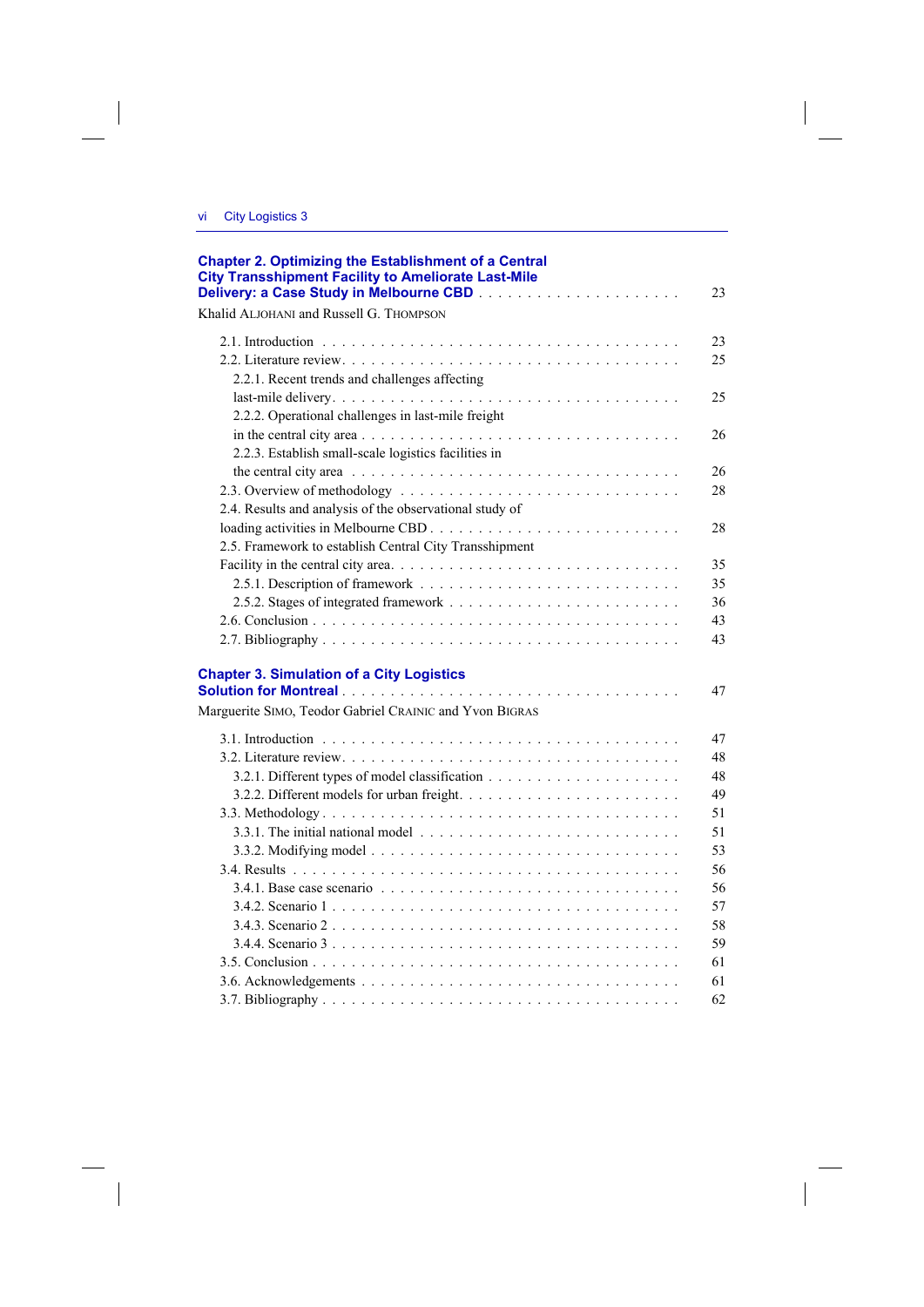**Chapter 2. Optimizing the Establishment of a Central City Transshipment Facility to Ameliorate Last-Mile Delivery: a Case Study in Melbourne CBD** . . . . . . . . . . . . . . . . . . . . . 23

Khalid ALJOHANI and Russell G. THOMPSON

- 2.1. Introduction . . . . . . . . . . . . . . . . . . . . . . . . . . . . . . . . . . 23
- 2.2. Literature review. . . . . . . . . . . . . . . . . . . . . . . . . . . . . . . . 25
  - 2.2.1. Recent trends and challenges affecting last-mile delivery. . . . . . . . . . . . . . . . . . . . . . . . . . . . . . . . . 25
  - 2.2.2. Operational challenges in last-mile freight in the central city area . . . . . . . . . . . . . . . . . . . . . . . . . . . . . 26
  - 2.2.3. Establish small-scale logistics facilities in the central city area . . . . . . . . . . . . . . . . . . . . . . . . . . . . . . 26
- 2.3. Overview of methodology . . . . . . . . . . . . . . . . . . . . . . . . . . . 28
- 2.4. Results and analysis of the observational study of loading activities in Melbourne CBD . . . . . . . . . . . . . . . . . . . . . . . . . 28
- 2.5. Framework to establish Central City Transshipment Facility in the central city area. . . . . . . . . . . . . . . . . . . . . . . . . . . 35
  - 2.5.1. Description of framework . . . . . . . . . . . . . . . . . . . . . . . . . 35
  - 2.5.2. Stages of integrated framework . . . . . . . . . . . . . . . . . . . . . . 36
- 2.6. Conclusion . . . . . . . . . . . . . . . . . . . . . . . . . . . . . . . . . . 43
- 2.7. Bibliography . . . . . . . . . . . . . . . . . . . . . . . . . . . . . . . . . 43

**Chapter 3. Simulation of a City Logistics Solution for Montreal** . . . . . . . . . . . . . . . . . . . . . . . . . . . . . . . . . 47

Marguerite SIMO, Teodor Gabriel CRAINIC and Yvon BIGRAS

- 3.1. Introduction . . . . . . . . . . . . . . . . . . . . . . . . . . . . . . . . . . 47
- 3.2. Literature review. . . . . . . . . . . . . . . . . . . . . . . . . . . . . . . . 48
  - 3.2.1. Different types of model classification . . . . . . . . . . . . . . . . . . . 48
  - 3.2.2. Different models for urban freight. . . . . . . . . . . . . . . . . . . . . 49
- 3.3. Methodology . . . . . . . . . . . . . . . . . . . . . . . . . . . . . . . . . 51
  - 3.3.1. The initial national model . . . . . . . . . . . . . . . . . . . . . . . . . 51
  - 3.3.2. Modifying model . . . . . . . . . . . . . . . . . . . . . . . . . . . . . 53
- 3.4. Results . . . . . . . . . . . . . . . . . . . . . . . . . . . . . . . . . . . . 56
  - 3.4.1. Base case scenario . . . . . . . . . . . . . . . . . . . . . . . . . . . . 56
  - 3.4.2. Scenario 1 . . . . . . . . . . . . . . . . . . . . . . . . . . . . . . . . . 57
  - 3.4.3. Scenario 2 . . . . . . . . . . . . . . . . . . . . . . . . . . . . . . . . . 58
  - 3.4.4. Scenario 3 . . . . . . . . . . . . . . . . . . . . . . . . . . . . . . . . . 59
- 3.5. Conclusion . . . . . . . . . . . . . . . . . . . . . . . . . . . . . . . . . . 61
- 3.6. Acknowledgements . . . . . . . . . . . . . . . . . . . . . . . . . . . . . . 61
- 3.7. Bibliography . . . . . . . . . . . . . . . . . . . . . . . . . . . . . . . . . 62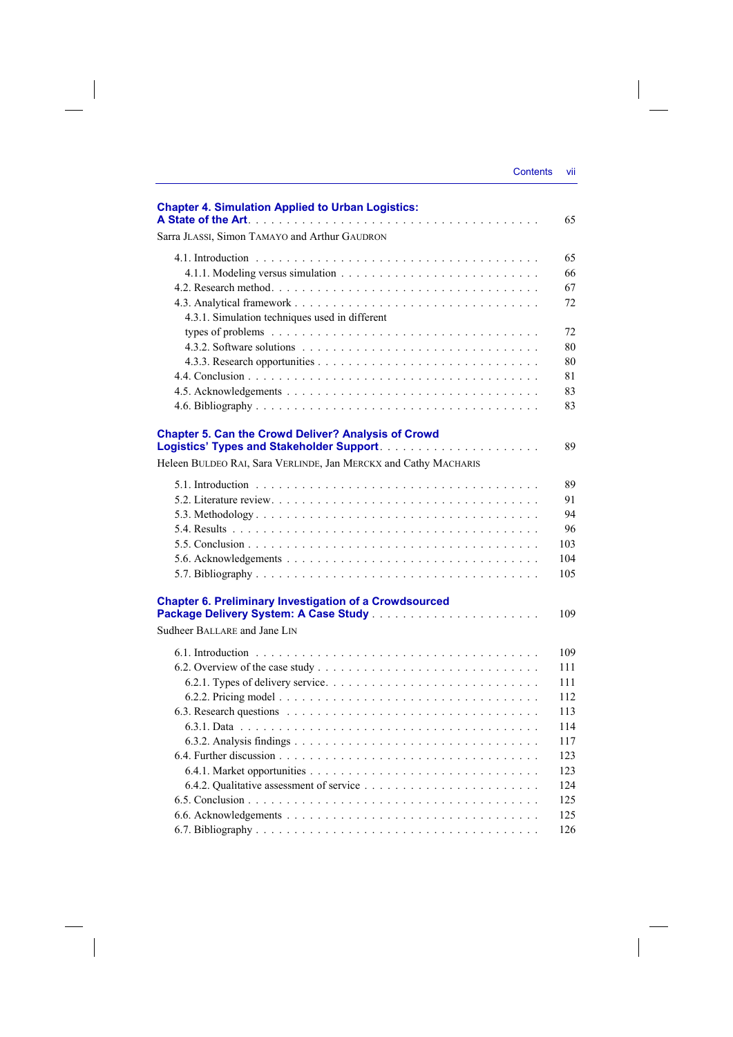**Chapter 4. Simulation Applied to Urban Logistics: A State of the Art** . . . 65

Sarra JLASSI, Simon TAMAYO and Arthur GAUDRON

- 4.1. Introduction . . . 65
  - 4.1.1. Modeling versus simulation . . . 66
- 4.2. Research method . . . 67
- 4.3. Analytical framework . . . 72
  - 4.3.1. Simulation techniques used in different types of problems . . . 72
  - 4.3.2. Software solutions . . . 80
  - 4.3.3. Research opportunities . . . 80
- 4.4. Conclusion . . . 81
- 4.5. Acknowledgements . . . 83
- 4.6. Bibliography . . . 83

**Chapter 5. Can the Crowd Deliver? Analysis of Crowd Logistics' Types and Stakeholder Support** . . . 89

Heleen BULDEO RAI, Sara VERLINDE, Jan MERCKX and Cathy MACHARIS

- 5.1. Introduction . . . 89
- 5.2. Literature review . . . 91
- 5.3. Methodology . . . 94
- 5.4. Results . . . 96
- 5.5. Conclusion . . . 103
- 5.6. Acknowledgements . . . 104
- 5.7. Bibliography . . . 105

**Chapter 6. Preliminary Investigation of a Crowdsourced Package Delivery System: A Case Study** . . . 109

Sudheer BALLARE and Jane LIN

- 6.1. Introduction . . . 109
- 6.2. Overview of the case study . . . 111
  - 6.2.1. Types of delivery service . . . 111
  - 6.2.2. Pricing model . . . 112
- 6.3. Research questions . . . 113
  - 6.3.1. Data . . . 114
  - 6.3.2. Analysis findings . . . 117
- 6.4. Further discussion . . . 123
  - 6.4.1. Market opportunities . . . 123
  - 6.4.2. Qualitative assessment of service . . . 124
- 6.5. Conclusion . . . 125
- 6.6. Acknowledgements . . . 125
- 6.7. Bibliography . . . 126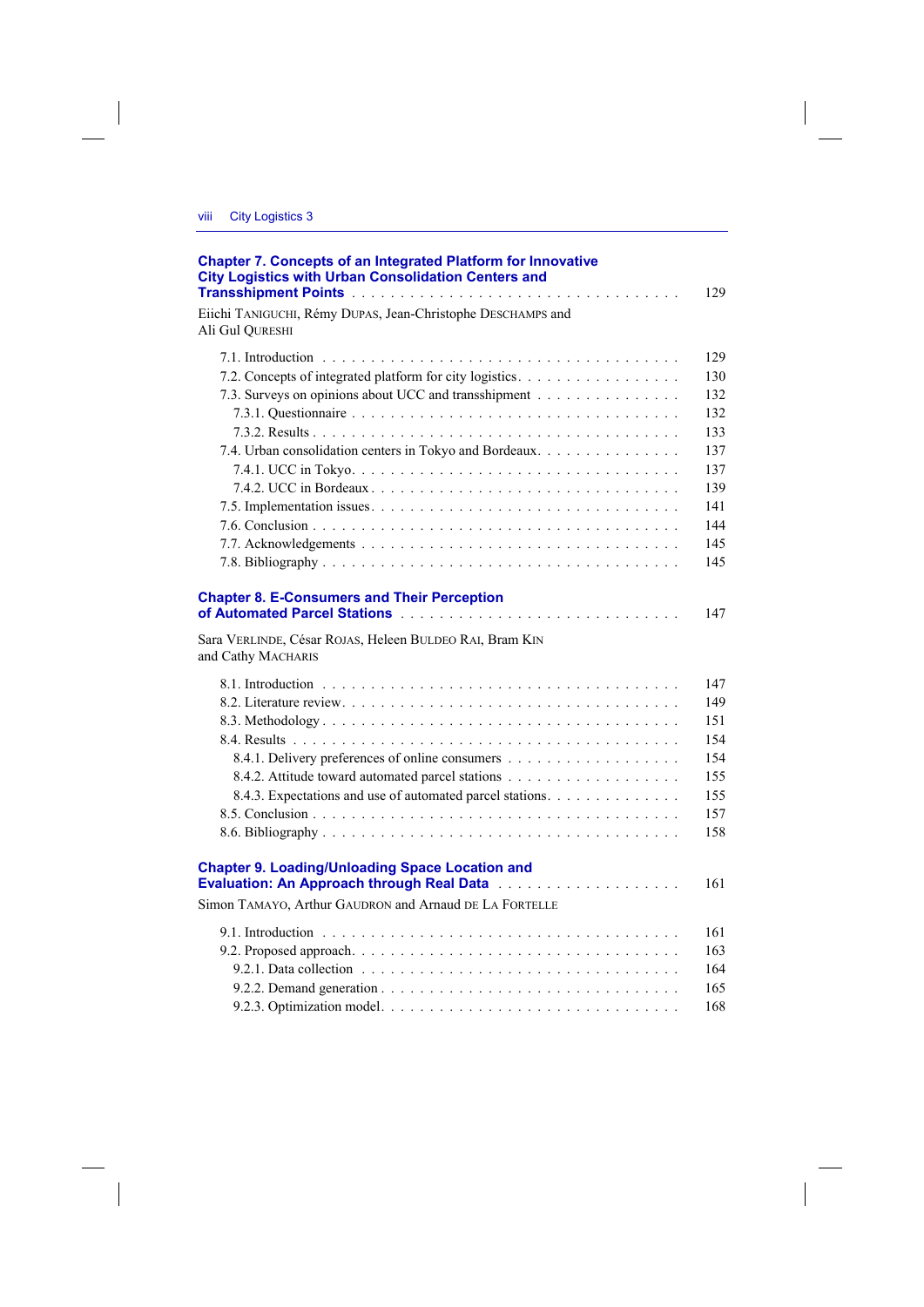**Chapter 7. Concepts of an Integrated Platform for Innovative City Logistics with Urban Consolidation Centers and Transshipment Points** . . . . . . . . . . 129

Eiichi TANIGUCHI, Rémy DUPAS, Jean-Christophe DESCHAMPS and Ali Gul QURESHI

- 7.1. Introduction . . . . . . . . . . 129
- 7.2. Concepts of integrated platform for city logistics . . . . . . . . . . 130
- 7.3. Surveys on opinions about UCC and transshipment . . . . . . . . . . 132
  - 7.3.1. Questionnaire . . . . . . . . . . 132
  - 7.3.2. Results . . . . . . . . . . 133
- 7.4. Urban consolidation centers in Tokyo and Bordeaux . . . . . . . . . . 137
  - 7.4.1. UCC in Tokyo . . . . . . . . . . 137
  - 7.4.2. UCC in Bordeaux . . . . . . . . . . 139
- 7.5. Implementation issues . . . . . . . . . . 141
- 7.6. Conclusion . . . . . . . . . . 144
- 7.7. Acknowledgements . . . . . . . . . . 145
- 7.8. Bibliography . . . . . . . . . . 145

**Chapter 8. E-Consumers and Their Perception of Automated Parcel Stations** . . . . . . . . . . 147

Sara VERLINDE, César ROJAS, Heleen BULDEO RAI, Bram KIN and Cathy MACHARIS

- 8.1. Introduction . . . . . . . . . . 147
- 8.2. Literature review . . . . . . . . . . 149
- 8.3. Methodology . . . . . . . . . . 151
- 8.4. Results . . . . . . . . . . 154
  - 8.4.1. Delivery preferences of online consumers . . . . . . . . . . 154
  - 8.4.2. Attitude toward automated parcel stations . . . . . . . . . . 155
  - 8.4.3. Expectations and use of automated parcel stations . . . . . . . . . . 155
- 8.5. Conclusion . . . . . . . . . . 157
- 8.6. Bibliography . . . . . . . . . . 158

**Chapter 9. Loading/Unloading Space Location and Evaluation: An Approach through Real Data** . . . . . . . . . . 161

Simon TAMAYO, Arthur GAUDRON and Arnaud DE LA FORTELLE

- 9.1. Introduction . . . . . . . . . . 161
- 9.2. Proposed approach . . . . . . . . . . 163
  - 9.2.1. Data collection . . . . . . . . . . 164
  - 9.2.2. Demand generation . . . . . . . . . . 165
  - 9.2.3. Optimization model . . . . . . . . . . 168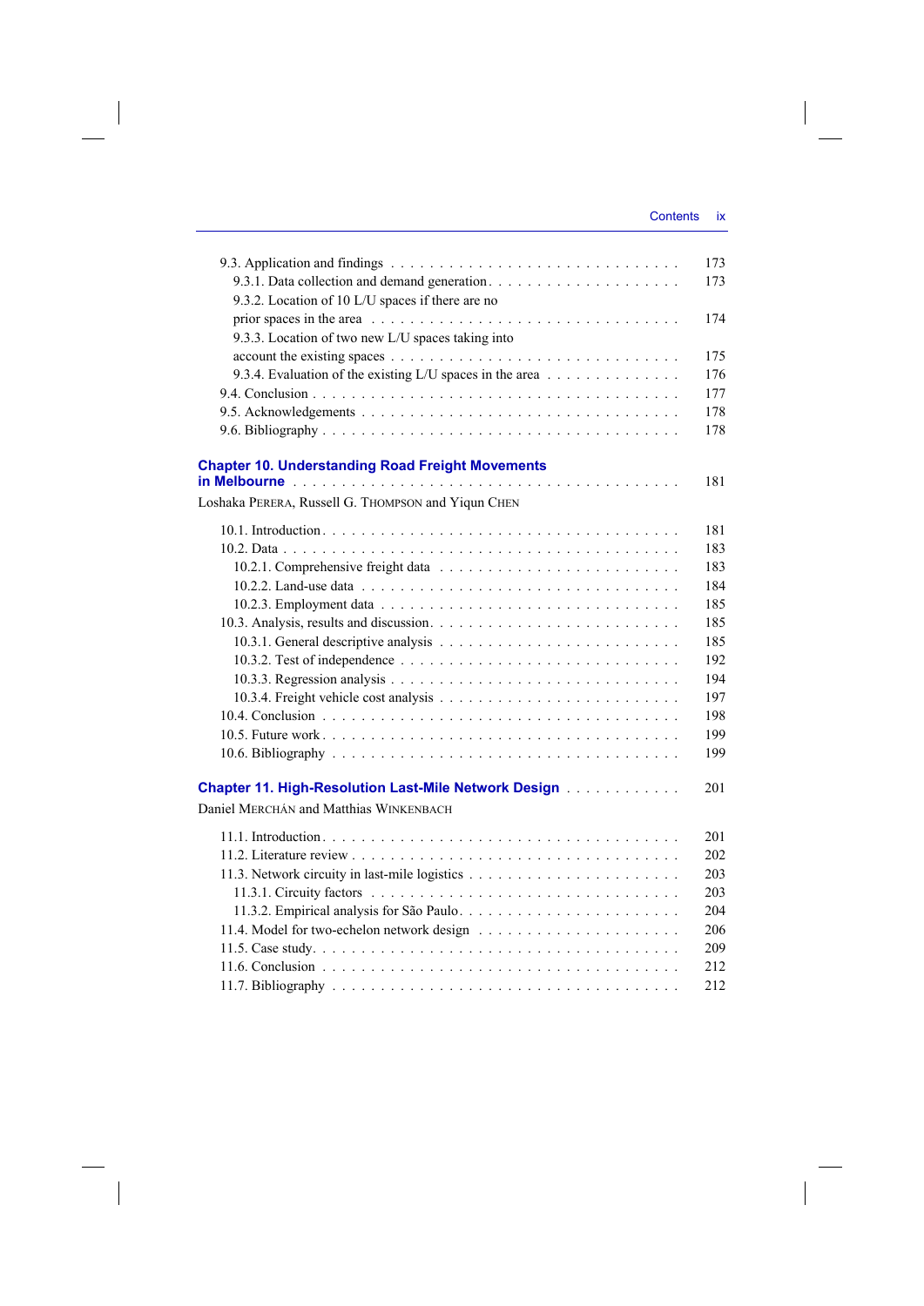9.3. Application and findings . . . . . . . . . . . . . . . . . . . . . . . . . . . . . 173
9.3.1. Data collection and demand generation . . . . . . . . . . . . . . . . . . . 173
9.3.2. Location of 10 L/U spaces if there are no prior spaces in the area . . . . . . . . . . . . . . . . . . . . . . . . . . . . . . . 174
9.3.3. Location of two new L/U spaces taking into account the existing spaces . . . . . . . . . . . . . . . . . . . . . . . . . . 175
9.3.4. Evaluation of the existing L/U spaces in the area . . . . . . . . . . . . . 176
9.4. Conclusion . . . . . . . . . . . . . . . . . . . . . . . . . . . . . . . . . . . 177
9.5. Acknowledgements . . . . . . . . . . . . . . . . . . . . . . . . . . . . . . 178
9.6. Bibliography . . . . . . . . . . . . . . . . . . . . . . . . . . . . . . . . . 178

## Chapter 10. Understanding Road Freight Movements in Melbourne . . . . . . . . . . . . . . . . . . . . . . . . . . . . . . . . . . . . . 181

Loshaka PERERA, Russell G. THOMPSON and Yiqun CHEN

10.1. Introduction . . . . . . . . . . . . . . . . . . . . . . . . . . . . . . . . . . 181
10.2. Data . . . . . . . . . . . . . . . . . . . . . . . . . . . . . . . . . . . . . . 183
10.2.1. Comprehensive freight data . . . . . . . . . . . . . . . . . . . . . . . 183
10.2.2. Land-use data . . . . . . . . . . . . . . . . . . . . . . . . . . . . . . 184
10.2.3. Employment data . . . . . . . . . . . . . . . . . . . . . . . . . . . . 185
10.3. Analysis, results and discussion . . . . . . . . . . . . . . . . . . . . . . . 185
10.3.1. General descriptive analysis . . . . . . . . . . . . . . . . . . . . . . . 185
10.3.2. Test of independence . . . . . . . . . . . . . . . . . . . . . . . . . . 192
10.3.3. Regression analysis . . . . . . . . . . . . . . . . . . . . . . . . . . . 194
10.3.4. Freight vehicle cost analysis . . . . . . . . . . . . . . . . . . . . . . . 197
10.4. Conclusion . . . . . . . . . . . . . . . . . . . . . . . . . . . . . . . . . . 198
10.5. Future work . . . . . . . . . . . . . . . . . . . . . . . . . . . . . . . . . . 199
10.6. Bibliography . . . . . . . . . . . . . . . . . . . . . . . . . . . . . . . . . 199

## Chapter 11. High-Resolution Last-Mile Network Design . . . . . . . . . . . . 201

Daniel MERCHÁN and Matthias WINKENBACH

11.1. Introduction . . . . . . . . . . . . . . . . . . . . . . . . . . . . . . . . . . 201
11.2. Literature review . . . . . . . . . . . . . . . . . . . . . . . . . . . . . . . 202
11.3. Network circuity in last-mile logistics . . . . . . . . . . . . . . . . . . . . 203
11.3.1. Circuity factors . . . . . . . . . . . . . . . . . . . . . . . . . . . . . . 203
11.3.2. Empirical analysis for São Paulo . . . . . . . . . . . . . . . . . . . . . 204
11.4. Model for two-echelon network design . . . . . . . . . . . . . . . . . . . 206
11.5. Case study . . . . . . . . . . . . . . . . . . . . . . . . . . . . . . . . . . . 209
11.6. Conclusion . . . . . . . . . . . . . . . . . . . . . . . . . . . . . . . . . . 212
11.7. Bibliography . . . . . . . . . . . . . . . . . . . . . . . . . . . . . . . . . 212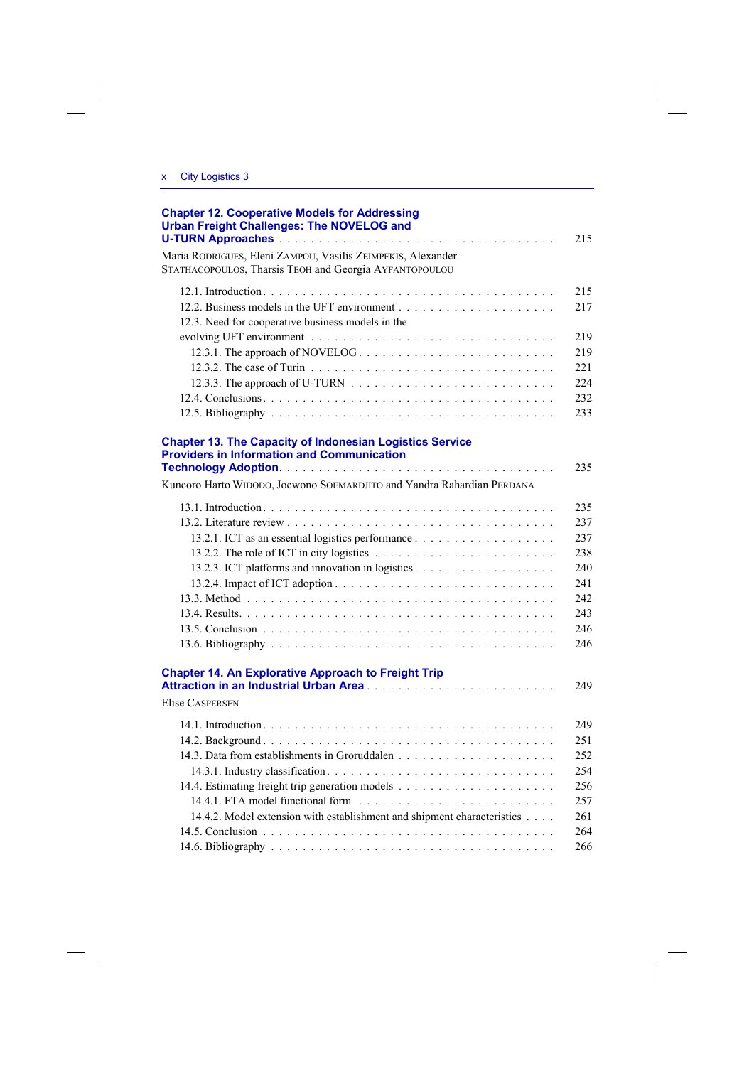**Chapter 12. Cooperative Models for Addressing Urban Freight Challenges: The NOVELOG and U-TURN Approaches** . . . . . 215

Maria RODRIGUES, Eleni ZAMPOU, Vasilis ZEIMPEKIS, Alexander STATHACOPOULOS, Tharsis TEOH and Georgia AYFANTOPOULOU

12.1. Introduction . . . . . 215
12.2. Business models in the UFT environment . . . . . 217
12.3. Need for cooperative business models in the evolving UFT environment . . . . . 219
12.3.1. The approach of NOVELOG . . . . . 219
12.3.2. The case of Turin . . . . . 221
12.3.3. The approach of U-TURN . . . . . 224
12.4. Conclusions . . . . . 232
12.5. Bibliography . . . . . 233

**Chapter 13. The Capacity of Indonesian Logistics Service Providers in Information and Communication Technology Adoption** . . . . . 235

Kuncoro Harto WIDODO, Joewono SOEMARDJITO and Yandra Rahardian PERDANA

13.1. Introduction . . . . . 235
13.2. Literature review . . . . . 237
13.2.1. ICT as an essential logistics performance . . . . . 237
13.2.2. The role of ICT in city logistics . . . . . 238
13.2.3. ICT platforms and innovation in logistics . . . . . 240
13.2.4. Impact of ICT adoption . . . . . 241
13.3. Method . . . . . 242
13.4. Results . . . . . 243
13.5. Conclusion . . . . . 246
13.6. Bibliography . . . . . 246

**Chapter 14. An Explorative Approach to Freight Trip Attraction in an Industrial Urban Area** . . . . . 249

Elise CASPERSEN

14.1. Introduction . . . . . 249
14.2. Background . . . . . 251
14.3. Data from establishments in Groruddalen . . . . . 252
14.3.1. Industry classification . . . . . 254
14.4. Estimating freight trip generation models . . . . . 256
14.4.1. FTA model functional form . . . . . 257
14.4.2. Model extension with establishment and shipment characteristics . . . . . 261
14.5. Conclusion . . . . . 264
14.6. Bibliography . . . . . 266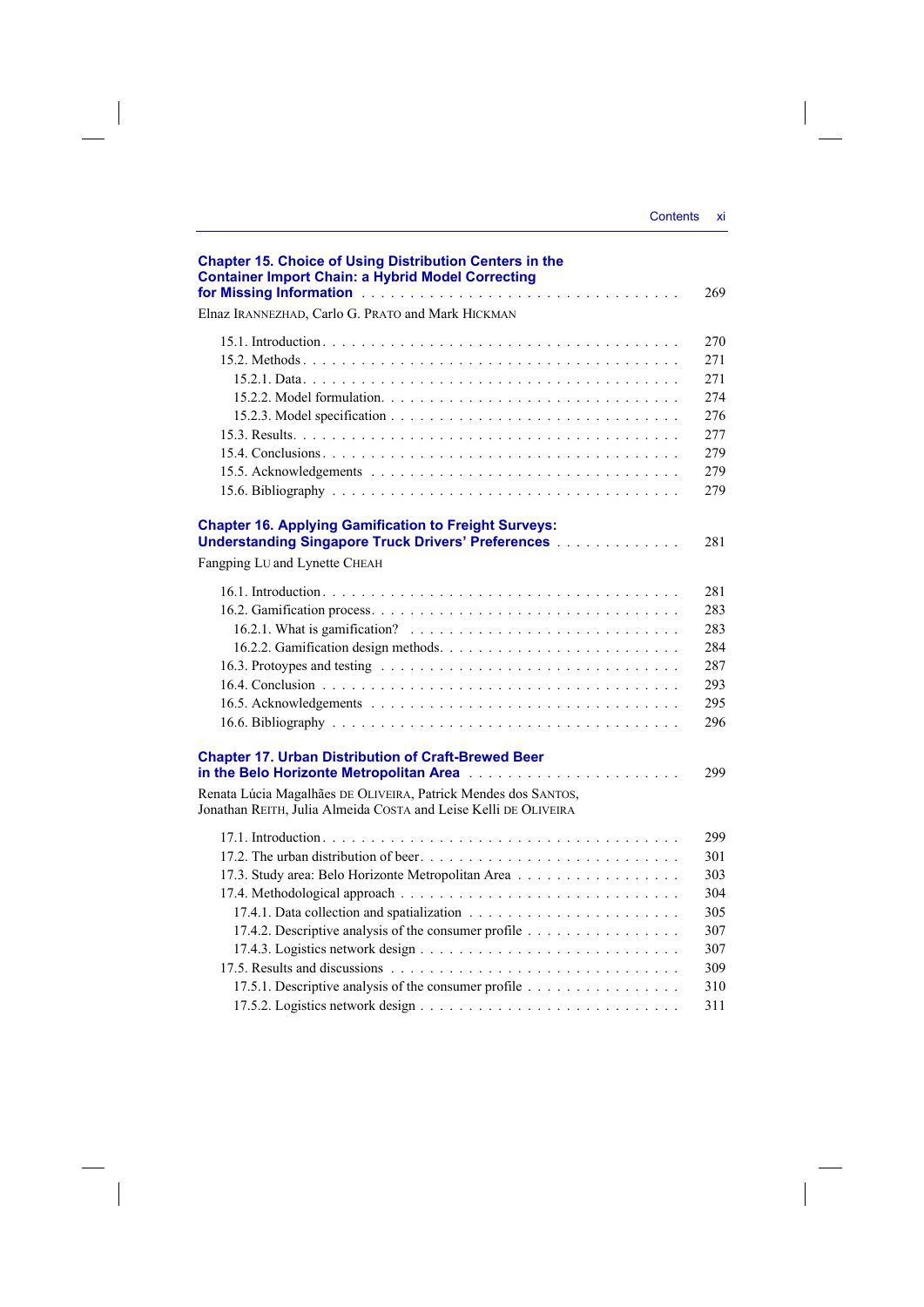**Chapter 15. Choice of Using Distribution Centers in the Container Import Chain: a Hybrid Model Correcting for Missing Information** . . . . . . . . . . . . . . . . . . . . . . . . . . . . . . . . . . 269

Elnaz IRANNEZHAD, Carlo G. PRATO and Mark HICKMAN

15.1. Introduction . . . . . . . . . . . . . . . . . . . . . . . . . . . . . . . . . . 270
15.2. Methods . . . . . . . . . . . . . . . . . . . . . . . . . . . . . . . . . . 271
15.2.1. Data . . . . . . . . . . . . . . . . . . . . . . . . . . . . . . . . . . 271
15.2.2. Model formulation . . . . . . . . . . . . . . . . . . . . . . . . . . . . . . 274
15.2.3. Model specification . . . . . . . . . . . . . . . . . . . . . . . . . . . . . . 276
15.3. Results . . . . . . . . . . . . . . . . . . . . . . . . . . . . . . . . . . 277
15.4. Conclusions . . . . . . . . . . . . . . . . . . . . . . . . . . . . . . . . . . 279
15.5. Acknowledgements . . . . . . . . . . . . . . . . . . . . . . . . . . . . . . . . 279
15.6. Bibliography . . . . . . . . . . . . . . . . . . . . . . . . . . . . . . . . . . 279

**Chapter 16. Applying Gamification to Freight Surveys: Understanding Singapore Truck Drivers' Preferences** . . . . . . . . . . . . . 281

Fangping LU and Lynette CHEAH

16.1. Introduction . . . . . . . . . . . . . . . . . . . . . . . . . . . . . . . . . . 281
16.2. Gamification process . . . . . . . . . . . . . . . . . . . . . . . . . . . . . . . . 283
16.2.1. What is gamification? . . . . . . . . . . . . . . . . . . . . . . . . . . . . . . 283
16.2.2. Gamification design methods . . . . . . . . . . . . . . . . . . . . . . . . . . . . 284
16.3. Protoypes and testing . . . . . . . . . . . . . . . . . . . . . . . . . . . . . . . . 287
16.4. Conclusion . . . . . . . . . . . . . . . . . . . . . . . . . . . . . . . . . . 293
16.5. Acknowledgements . . . . . . . . . . . . . . . . . . . . . . . . . . . . . . . . 295
16.6. Bibliography . . . . . . . . . . . . . . . . . . . . . . . . . . . . . . . . . . 296

**Chapter 17. Urban Distribution of Craft-Brewed Beer in the Belo Horizonte Metropolitan Area** . . . . . . . . . . . . . . . . . . . . . . . 299

Renata Lúcia Magalhães DE OLIVEIRA, Patrick Mendes dos SANTOS, Jonathan REITH, Julia Almeida COSTA and Leise Kelli DE OLIVEIRA

17.1. Introduction . . . . . . . . . . . . . . . . . . . . . . . . . . . . . . . . . . 299
17.2. The urban distribution of beer . . . . . . . . . . . . . . . . . . . . . . . . . . . . . 301
17.3. Study area: Belo Horizonte Metropolitan Area . . . . . . . . . . . . . . . . . . . . . 303
17.4. Methodological approach . . . . . . . . . . . . . . . . . . . . . . . . . . . . . . 304
17.4.1. Data collection and spatialization . . . . . . . . . . . . . . . . . . . . . . . . . 305
17.4.2. Descriptive analysis of the consumer profile . . . . . . . . . . . . . . . . . . . . . 307
17.4.3. Logistics network design . . . . . . . . . . . . . . . . . . . . . . . . . . . . . 307
17.5. Results and discussions . . . . . . . . . . . . . . . . . . . . . . . . . . . . . . . 309
17.5.1. Descriptive analysis of the consumer profile . . . . . . . . . . . . . . . . . . . . . 310
17.5.2. Logistics network design . . . . . . . . . . . . . . . . . . . . . . . . . . . . . 311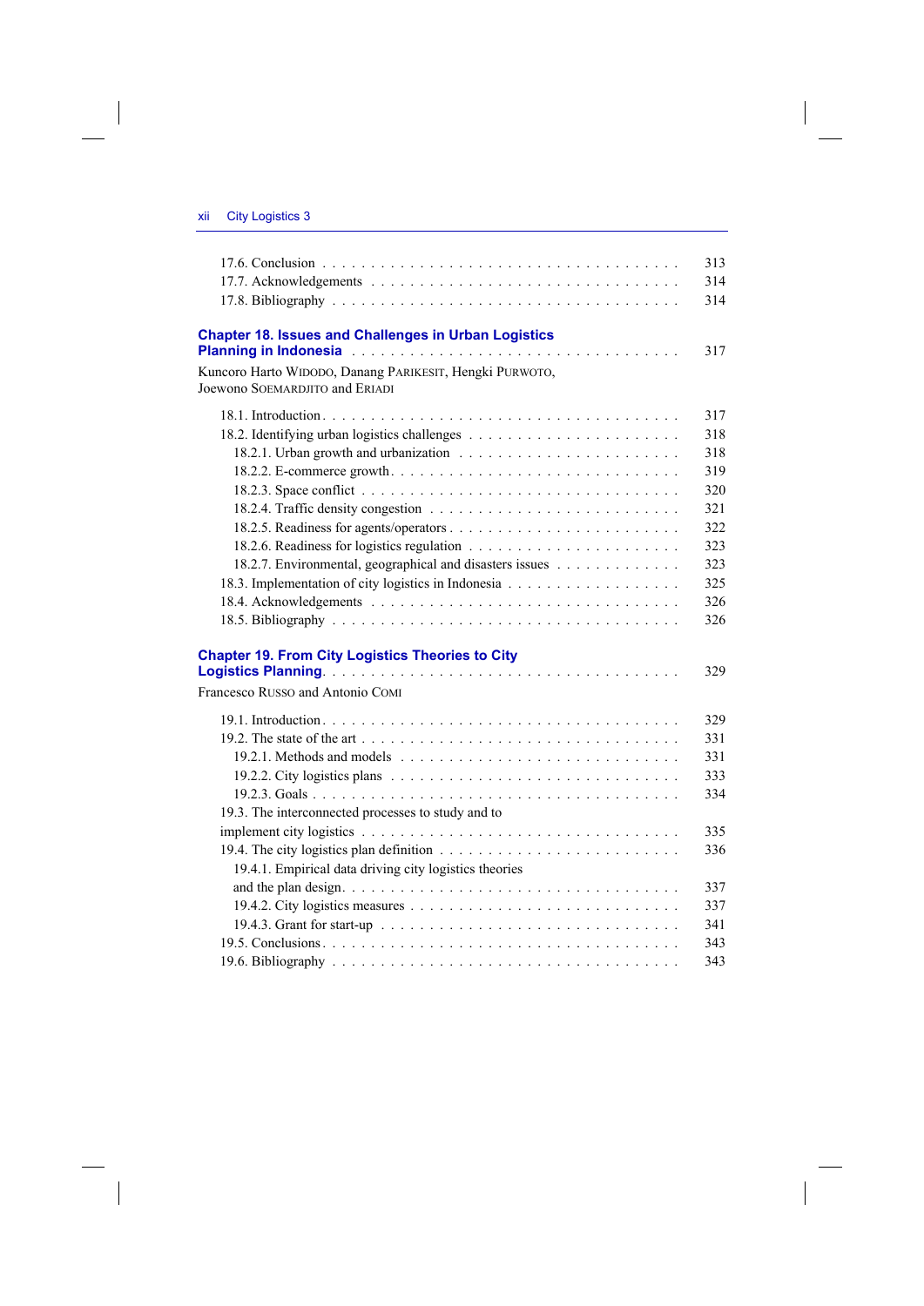17.6. Conclusion . . . . . . . . . . . . . . . . . . . . . . . . . . . . . . . . . . . . 313
17.7. Acknowledgements . . . . . . . . . . . . . . . . . . . . . . . . . . . . . . . 314
17.8. Bibliography . . . . . . . . . . . . . . . . . . . . . . . . . . . . . . . . . . 314

**Chapter 18. Issues and Challenges in Urban Logistics Planning in Indonesia** . . . . . . . . . . . . . . . . . . . . . . . . . . . . . . . . 317

Kuncoro Harto WIDODO, Danang PARIKESIT, Hengki PURWOTO, Joewono SOEMARDJITO and ERIADI

18.1. Introduction . . . . . . . . . . . . . . . . . . . . . . . . . . . . . . . . . . . 317
18.2. Identifying urban logistics challenges . . . . . . . . . . . . . . . . . . . . . 318
18.2.1. Urban growth and urbanization . . . . . . . . . . . . . . . . . . . . . . . 318
18.2.2. E-commerce growth . . . . . . . . . . . . . . . . . . . . . . . . . . . . . 319
18.2.3. Space conflict . . . . . . . . . . . . . . . . . . . . . . . . . . . . . . . . 320
18.2.4. Traffic density congestion . . . . . . . . . . . . . . . . . . . . . . . . . 321
18.2.5. Readiness for agents/operators . . . . . . . . . . . . . . . . . . . . . . . 322
18.2.6. Readiness for logistics regulation . . . . . . . . . . . . . . . . . . . . . 323
18.2.7. Environmental, geographical and disasters issues . . . . . . . . . . . . . 323
18.3. Implementation of city logistics in Indonesia . . . . . . . . . . . . . . . . . 325
18.4. Acknowledgements . . . . . . . . . . . . . . . . . . . . . . . . . . . . . . . 326
18.5. Bibliography . . . . . . . . . . . . . . . . . . . . . . . . . . . . . . . . . . 326

**Chapter 19. From City Logistics Theories to City Logistics Planning** . . . . . . . . . . . . . . . . . . . . . . . . . . . . . . . . . . . 329

Francesco RUSSO and Antonio COMI

19.1. Introduction . . . . . . . . . . . . . . . . . . . . . . . . . . . . . . . . . . . 329
19.2. The state of the art . . . . . . . . . . . . . . . . . . . . . . . . . . . . . . . 331
19.2.1. Methods and models . . . . . . . . . . . . . . . . . . . . . . . . . . . . 331
19.2.2. City logistics plans . . . . . . . . . . . . . . . . . . . . . . . . . . . . . 333
19.2.3. Goals . . . . . . . . . . . . . . . . . . . . . . . . . . . . . . . . . . . . 334
19.3. The interconnected processes to study and to implement city logistics . . . . . . . . . . . . . . . . . . . . . . . . . . . . . . . . . 335
19.4. The city logistics plan definition . . . . . . . . . . . . . . . . . . . . . . . . 336
19.4.1. Empirical data driving city logistics theories and the plan design . . . . . . . . . . . . . . . . . . . . . . . . . . . . . . . . . 337
19.4.2. City logistics measures . . . . . . . . . . . . . . . . . . . . . . . . . . . 337
19.4.3. Grant for start-up . . . . . . . . . . . . . . . . . . . . . . . . . . . . . . 341
19.5. Conclusions . . . . . . . . . . . . . . . . . . . . . . . . . . . . . . . . . . . 343
19.6. Bibliography . . . . . . . . . . . . . . . . . . . . . . . . . . . . . . . . . . 343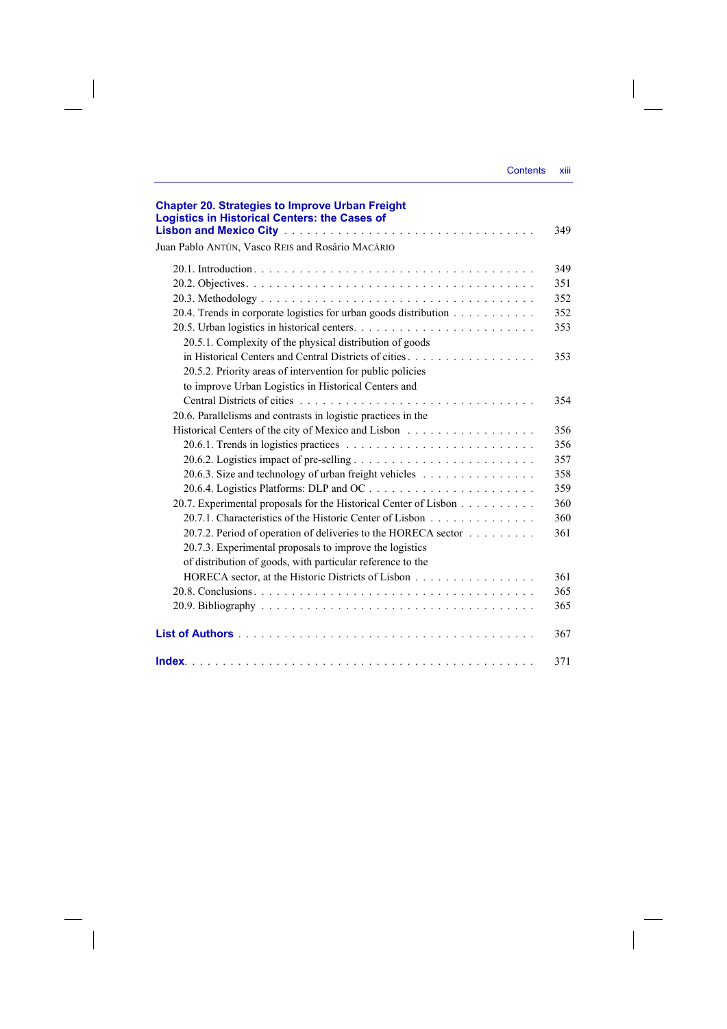**Chapter 20. Strategies to Improve Urban Freight Logistics in Historical Centers: the Cases of Lisbon and Mexico City** . . . . . . . . . . . . . . . . . . . . . . . . . . . . . . . . . . . 349

Juan Pablo ANTÚN, Vasco REIS and Rosário MACÁRIO

20.1. Introduction . . . . . . . . . . . . . . . . . . . . . . . . . . . . . . . . . . . . 349
20.2. Objectives . . . . . . . . . . . . . . . . . . . . . . . . . . . . . . . . . . . . 351
20.3. Methodology . . . . . . . . . . . . . . . . . . . . . . . . . . . . . . . . . . . 352
20.4. Trends in corporate logistics for urban goods distribution . . . . . . . . . . 352
20.5. Urban logistics in historical centers. . . . . . . . . . . . . . . . . . . . . . . 353
20.5.1. Complexity of the physical distribution of goods in Historical Centers and Central Districts of cities . . . . . . . . . . . . . . . . . 353
20.5.2. Priority areas of intervention for public policies to improve Urban Logistics in Historical Centers and Central Districts of cities . . . . . . . . . . . . . . . . . . . . . . . . . . . . . . . 354
20.6. Parallelisms and contrasts in logistic practices in the Historical Centers of the city of Mexico and Lisbon . . . . . . . . . . . . . . . . . 356
20.6.1. Trends in logistics practices . . . . . . . . . . . . . . . . . . . . . . . . 356
20.6.2. Logistics impact of pre-selling . . . . . . . . . . . . . . . . . . . . . . . 357
20.6.3. Size and technology of urban freight vehicles . . . . . . . . . . . . . . . 358
20.6.4. Logistics Platforms: DLP and OC . . . . . . . . . . . . . . . . . . . . . 359
20.7. Experimental proposals for the Historical Center of Lisbon . . . . . . . . . . 360
20.7.1. Characteristics of the Historic Center of Lisbon . . . . . . . . . . . . . 360
20.7.2. Period of operation of deliveries to the HORECA sector . . . . . . . . . 361
20.7.3. Experimental proposals to improve the logistics of distribution of goods, with particular reference to the HORECA sector, at the Historic Districts of Lisbon . . . . . . . . . . . . . . . . 361
20.8. Conclusions . . . . . . . . . . . . . . . . . . . . . . . . . . . . . . . . . . . . 365
20.9. Bibliography . . . . . . . . . . . . . . . . . . . . . . . . . . . . . . . . . . . 365

**List of Authors** . . . . . . . . . . . . . . . . . . . . . . . . . . . . . . . . . . . . 367

**Index** . . . . . . . . . . . . . . . . . . . . . . . . . . . . . . . . . . . . . . . . . 371